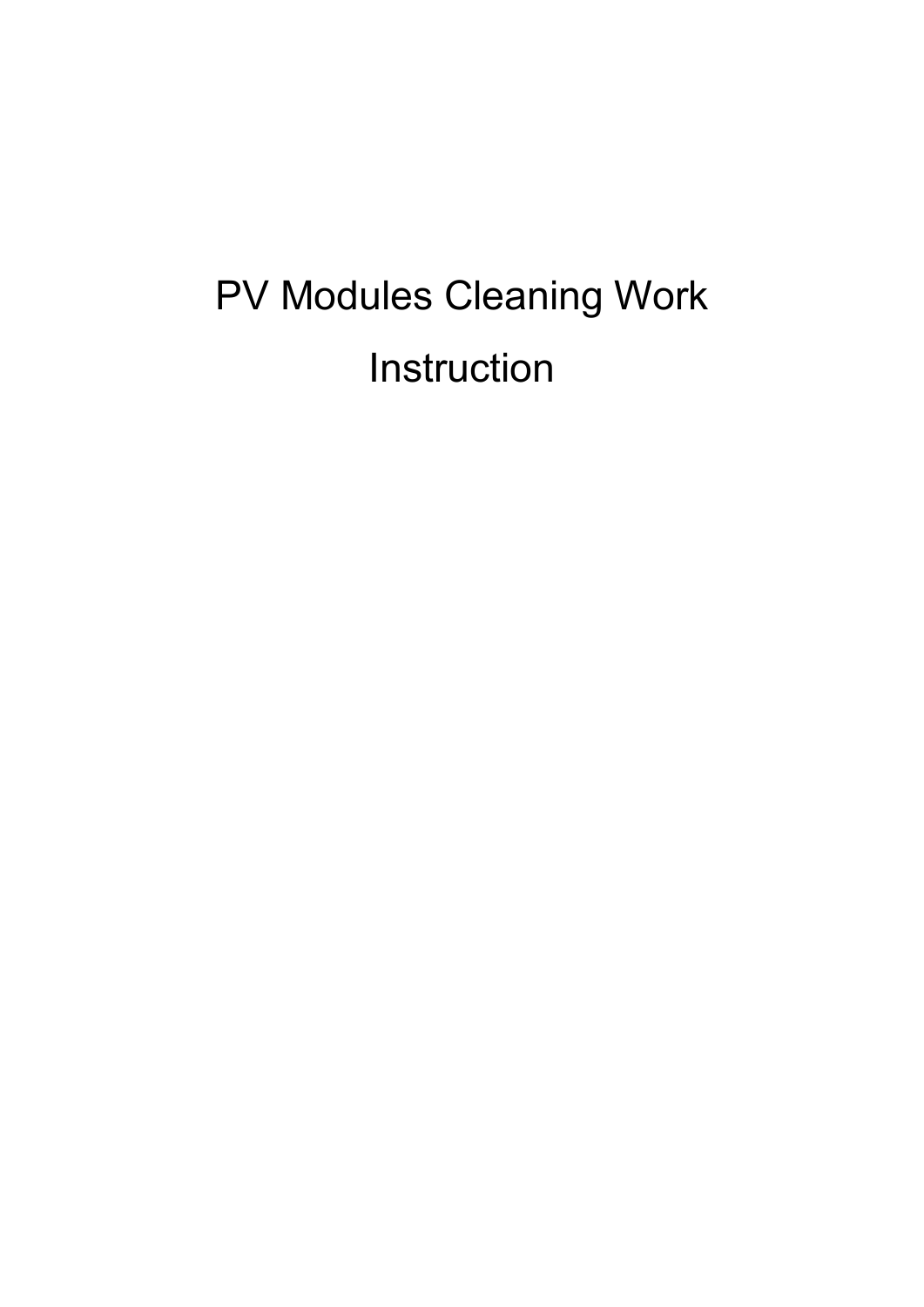# PV Modules Cleaning Work Instruction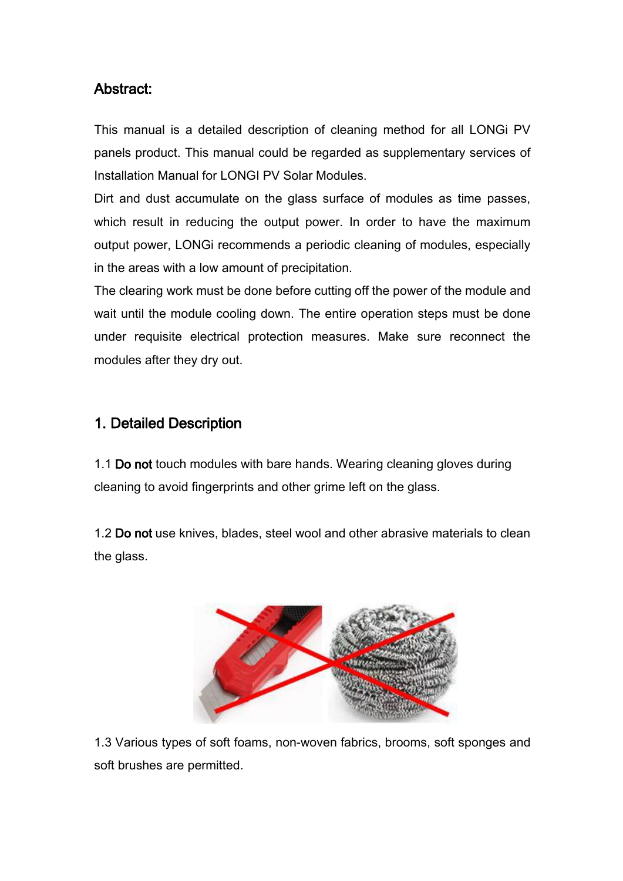## Abstract:

This manual is a detailed description of cleaning method for all LONGi PV panels product. This manual could be regarded as supplementary services of Installation Manual for LONGI PV Solar Modules.

Dirt and dust accumulate on the glass surface of modules as time passes, which result in reducing the output power. In order to have the maximum output power, LONGi recommends a periodic cleaning of modules, especially in the areas with a low amount of precipitation.

The clearing work must be done before cutting off the power of the module and wait until the module cooling down. The entire operation steps must be done under requisite electrical protection measures. Make sure reconnect the modules after they dry out.

## 1. Detailed Description

1.1 **Do not** touch modules with bare hands. Wearing cleaning gloves during cleaning to avoid fingerprints and other grime left on the glass.

1.2 **Do not** use knives, blades, steel wool and other abrasive materials to clean the glass.

1.3 Various types of soft foams, non-woven fabrics, brooms, soft sponges and soft brushes are permitted.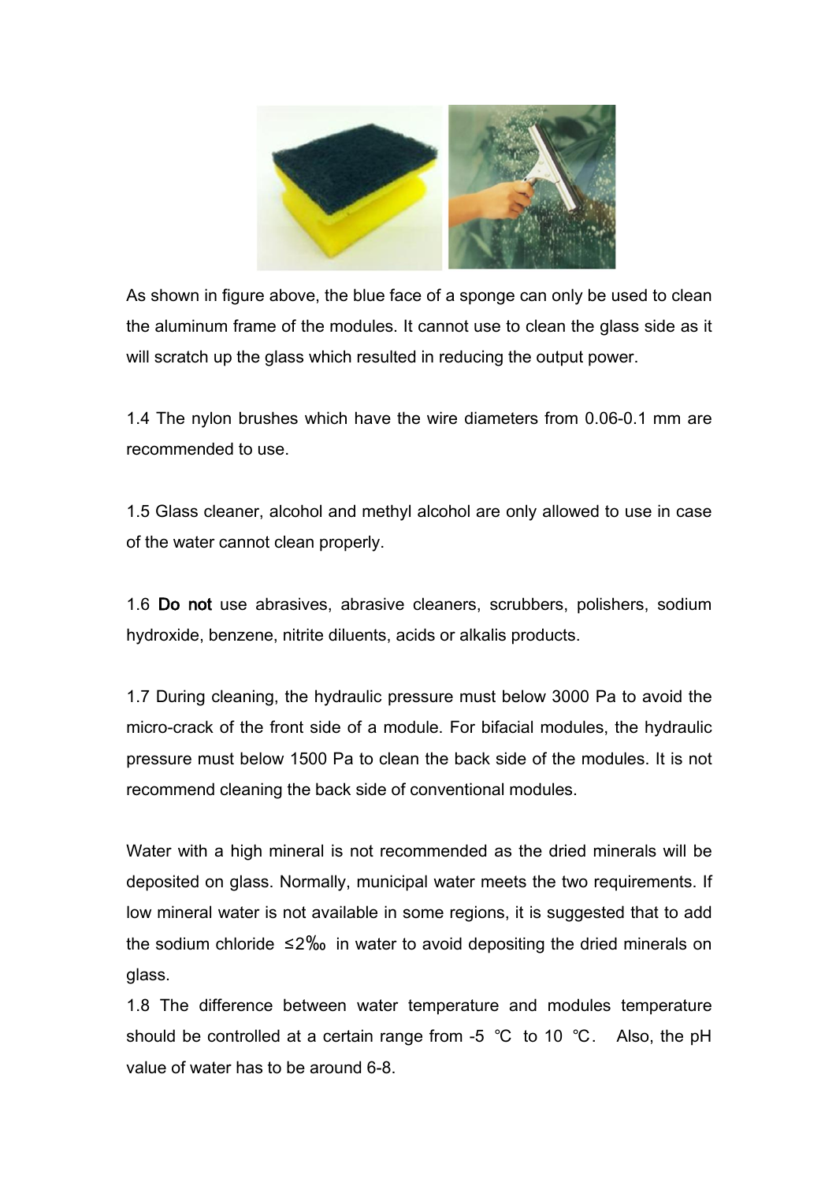As shown in figure above, the blue face of a sponge can only be used to clean the aluminum frame of the modules. It cannot use to clean the glass side as it will scratch up the glass which resulted in reducing the output power.

1.4 The nylon brushes which have the wire diameters from 0.06-0.1 mm are recommended to use.

1.5 Glass cleaner, alcohol and methyl alcohol are only allowed to use in case of the water cannot clean properly.

1.6 **Do not** use abrasives, abrasive cleaners, scrubbers, polishers, sodium hydroxide, benzene, nitrite diluents, acids or alkalis products.

1.7 During cleaning, the hydraulic pressure must below 3000 Pa to avoid the micro-crack of the front side of a module. For bifacial modules, the hydraulic pressure must below 1500 Pa to clean the back side of the modules. It is not recommend cleaning the back side of conventional modules.

Water with a high mineral is not recommended as the dried minerals will be deposited on glass. Normally, municipal water meets the two requirements. If low mineral water is not available in some regions, it is suggested that to add the sodium chloride ≤2‰ in water to avoid depositing the dried minerals on glass.

1.8 The difference between water temperature and modules temperature should be controlled at a certain range from -5 ℃ to 10 ℃. Also, the pH value of water has to be around 6-8.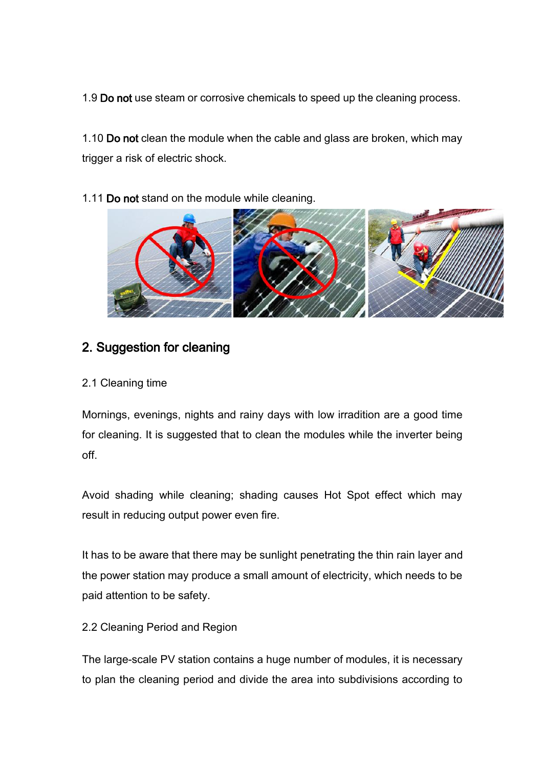1.9 **Do not** use steam or corrosive chemicals to speed up the cleaning process.

1.10 **Do not** clean the module when the cable and glass are broken, which may trigger a risk of electric shock.

1.11 **Do not** stand on the module while cleaning.

## 2. Suggestion for cleaning

2.1 Cleaning time

Mornings, evenings, nights and rainy days with low irradition are a good time for cleaning. It is suggested that to clean the modules while the inverter being off.

Avoid shading while cleaning; shading causes Hot Spot effect which may result in reducing output power even fire.

It has to be aware that there may be sunlight penetrating the thin rain layer and the power station may produce a small amount of electricity, which needs to be paid attention to be safety.

2.2 Cleaning Period and Region

The large-scale PV station contains a huge number of modules, it is necessary to plan the cleaning period and divide the area into subdivisions according to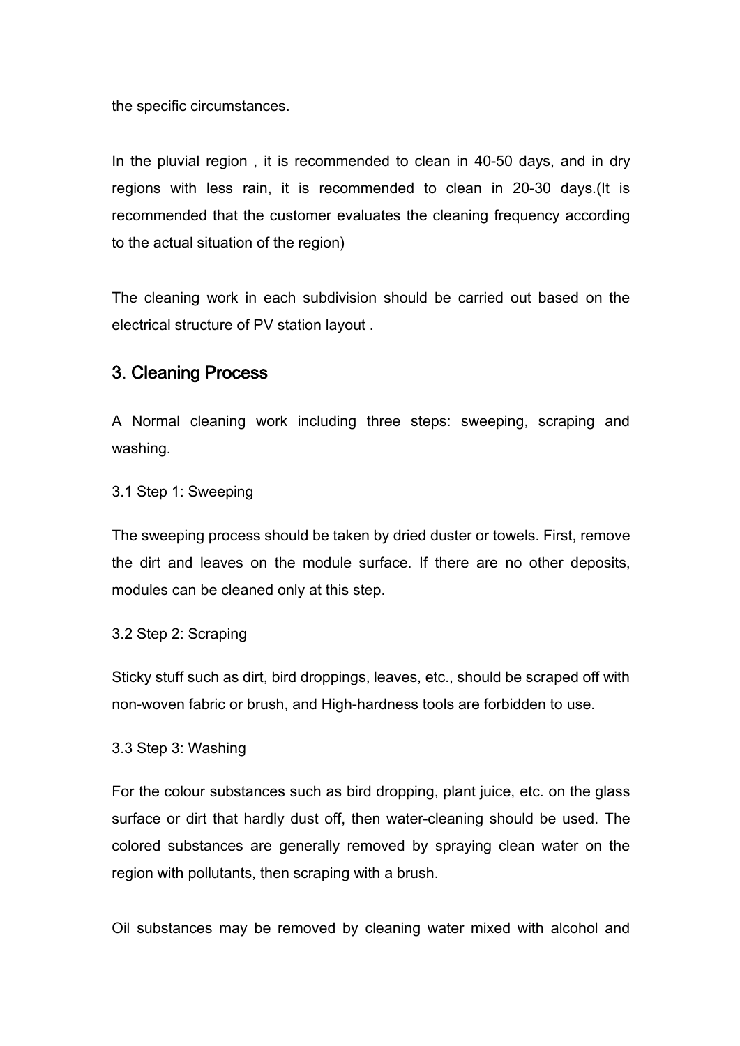the specific circumstances.

In the pluvial region , it is recommended to clean in 40-50 days, and in dry regions with less rain, it is recommended to clean in 20-30 days.(It is recommended that the customer evaluates the cleaning frequency according to the actual situation of the region)

The cleaning work in each subdivision should be carried out based on the electrical structure of PV station layout .

## 3. Cleaning Process

A Normal cleaning work including three steps: sweeping, scraping and washing.

3.1 Step 1: Sweeping

The sweeping process should be taken by dried duster or towels. First, remove the dirt and leaves on the module surface. If there are no other deposits, modules can be cleaned only at this step.

3.2 Step 2: Scraping

Sticky stuff such as dirt, bird droppings, leaves, etc., should be scraped off with non-woven fabric or brush, and High-hardness tools are forbidden to use.

3.3 Step 3: Washing

For the colour substances such as bird dropping, plant juice, etc. on the glass surface or dirt that hardly dust off, then water-cleaning should be used. The colored substances are generally removed by spraying clean water on the region with pollutants, then scraping with a brush.

Oil substances may be removed by cleaning water mixed with alcohol and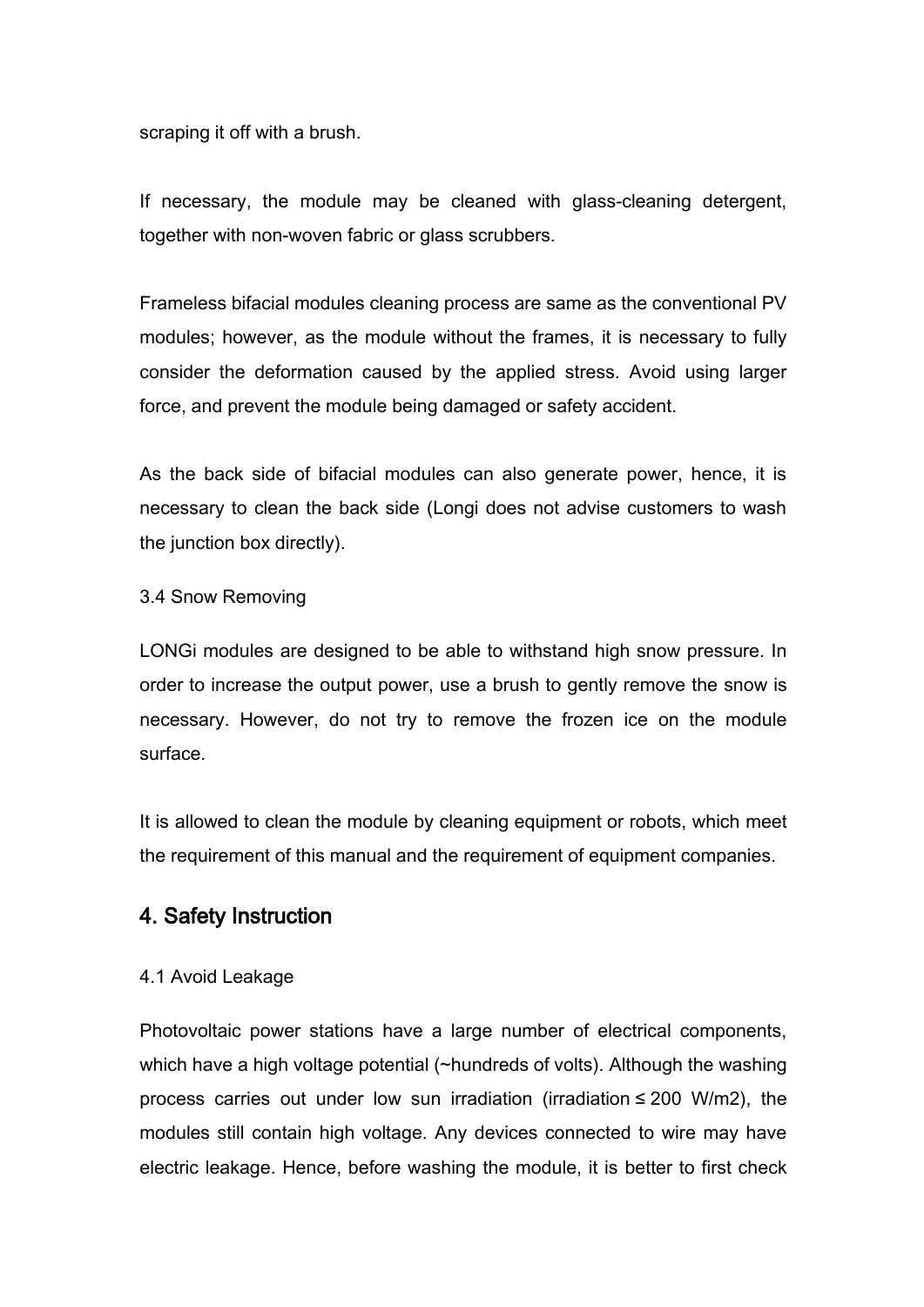scraping it off with a brush.

If necessary, the module may be cleaned with glass-cleaning detergent, together with non-woven fabric or glass scrubbers.

Frameless bifacial modules cleaning process are same as the conventional PV modules; however, as the module without the frames, it is necessary to fully consider the deformation caused by the applied stress. Avoid using larger force, and prevent the module being damaged or safety accident.

As the back side of bifacial modules can also generate power, hence, it is necessary to clean the back side (Longi does not advise customers to wash the junction box directly).

3.4 Snow Removing

LONGi modules are designed to be able to withstand high snow pressure. In order to increase the output power, use a brush to gently remove the snow is necessary. However, do not try to remove the frozen ice on the module surface.

It is allowed to clean the module by cleaning equipment or robots, which meet the requirement of this manual and the requirement of equipment companies.

## 4. Safety Instruction

4.1 Avoid Leakage

Photovoltaic power stations have a large number of electrical components, which have a high voltage potential (~hundreds of volts). Although the washing process carries out under low sun irradiation (irradiation ≤ 200 W/m2), the modules still contain high voltage. Any devices connected to wire may have electric leakage. Hence, before washing the module, it is better to first check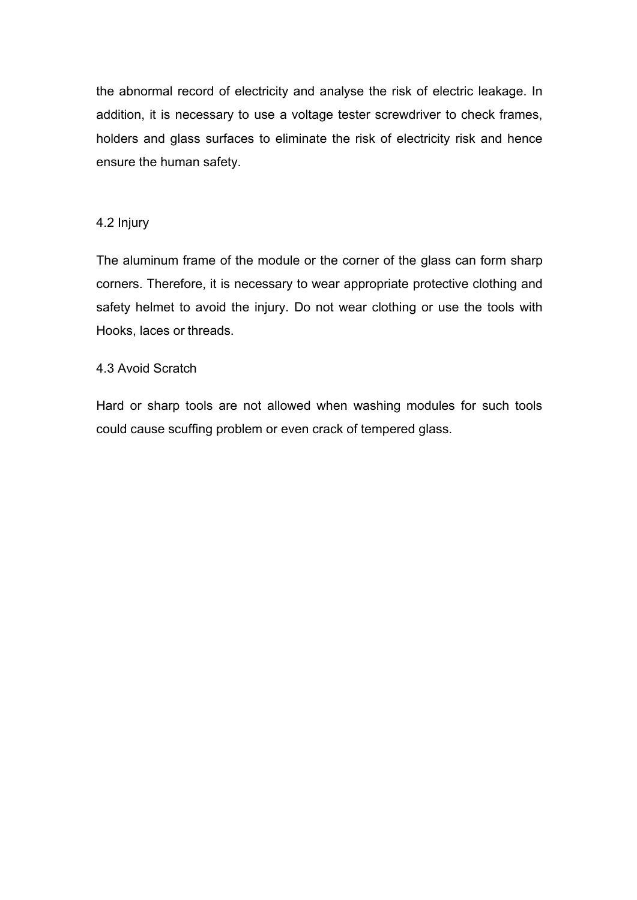the abnormal record of electricity and analyse the risk of electric leakage. In addition, it is necessary to use a voltage tester screwdriver to check frames, holders and glass surfaces to eliminate the risk of electricity risk and hence ensure the human safety.

### 4.2 Injury

The aluminum frame of the module or the corner of the glass can form sharp corners. Therefore, it is necessary to wear appropriate protective clothing and safety helmet to avoid the injury. Do not wear clothing or use the tools with Hooks, laces or threads.

### 4.3 Avoid Scratch

Hard or sharp tools are not allowed when washing modules for such tools could cause scuffing problem or even crack of tempered glass.